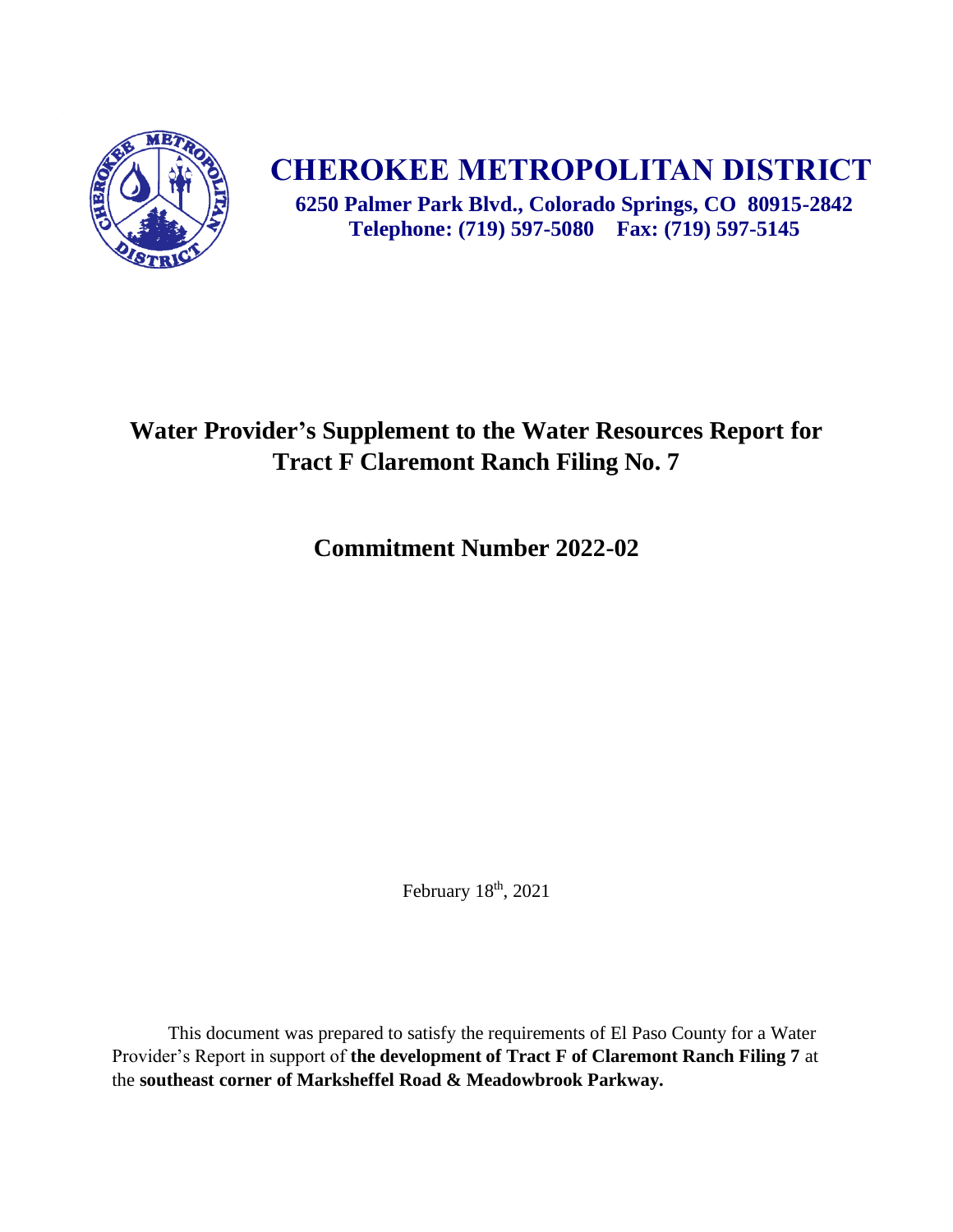# CHEROKEE METROPOLITAN DISTRICT

**6250 Palmer Park Blvd., Colorado Springs, CO 80915-2842**
**Telephone: (719) 597-5080 Fax: (719) 597-5145**

## Water Provider's Supplement to the Water Resources Report for Tract F Claremont Ranch Filing No. 7

## Commitment Number 2022-02

February 18th, 2021

This document was prepared to satisfy the requirements of El Paso County for a Water Provider's Report in support of **the development of Tract F of Claremont Ranch Filing 7** at the **southeast corner of Marksheffel Road & Meadowbrook Parkway.**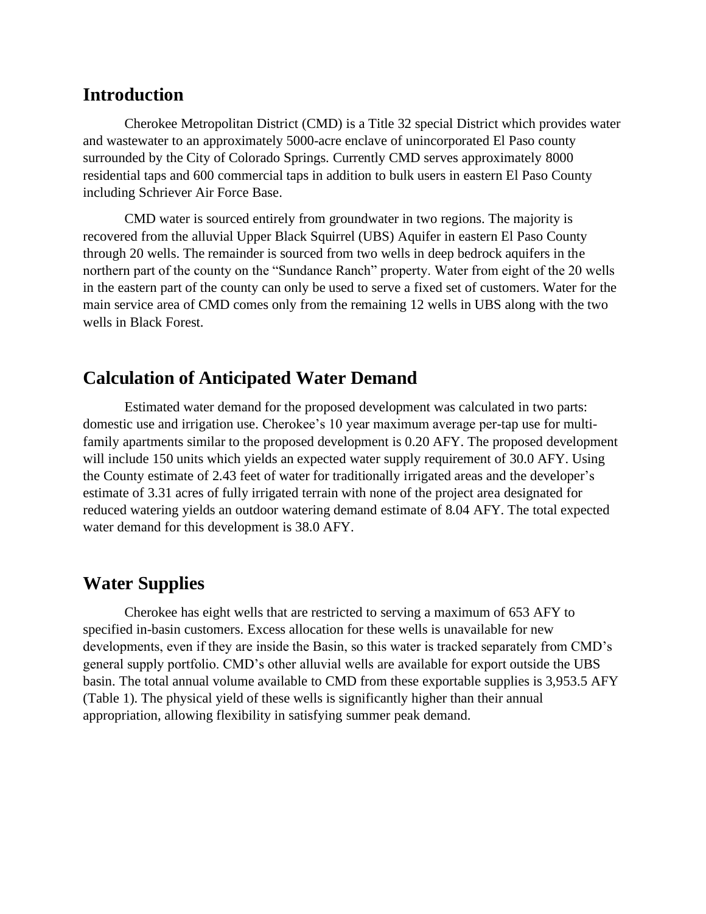## Introduction

Cherokee Metropolitan District (CMD) is a Title 32 special District which provides water and wastewater to an approximately 5000-acre enclave of unincorporated El Paso county surrounded by the City of Colorado Springs. Currently CMD serves approximately 8000 residential taps and 600 commercial taps in addition to bulk users in eastern El Paso County including Schriever Air Force Base.

CMD water is sourced entirely from groundwater in two regions. The majority is recovered from the alluvial Upper Black Squirrel (UBS) Aquifer in eastern El Paso County through 20 wells. The remainder is sourced from two wells in deep bedrock aquifers in the northern part of the county on the "Sundance Ranch" property. Water from eight of the 20 wells in the eastern part of the county can only be used to serve a fixed set of customers. Water for the main service area of CMD comes only from the remaining 12 wells in UBS along with the two wells in Black Forest.

## Calculation of Anticipated Water Demand

Estimated water demand for the proposed development was calculated in two parts: domestic use and irrigation use. Cherokee's 10 year maximum average per-tap use for multi-family apartments similar to the proposed development is 0.20 AFY. The proposed development will include 150 units which yields an expected water supply requirement of 30.0 AFY. Using the County estimate of 2.43 feet of water for traditionally irrigated areas and the developer's estimate of 3.31 acres of fully irrigated terrain with none of the project area designated for reduced watering yields an outdoor watering demand estimate of 8.04 AFY. The total expected water demand for this development is 38.0 AFY.

## Water Supplies

Cherokee has eight wells that are restricted to serving a maximum of 653 AFY to specified in-basin customers. Excess allocation for these wells is unavailable for new developments, even if they are inside the Basin, so this water is tracked separately from CMD's general supply portfolio. CMD's other alluvial wells are available for export outside the UBS basin. The total annual volume available to CMD from these exportable supplies is 3,953.5 AFY (Table 1). The physical yield of these wells is significantly higher than their annual appropriation, allowing flexibility in satisfying summer peak demand.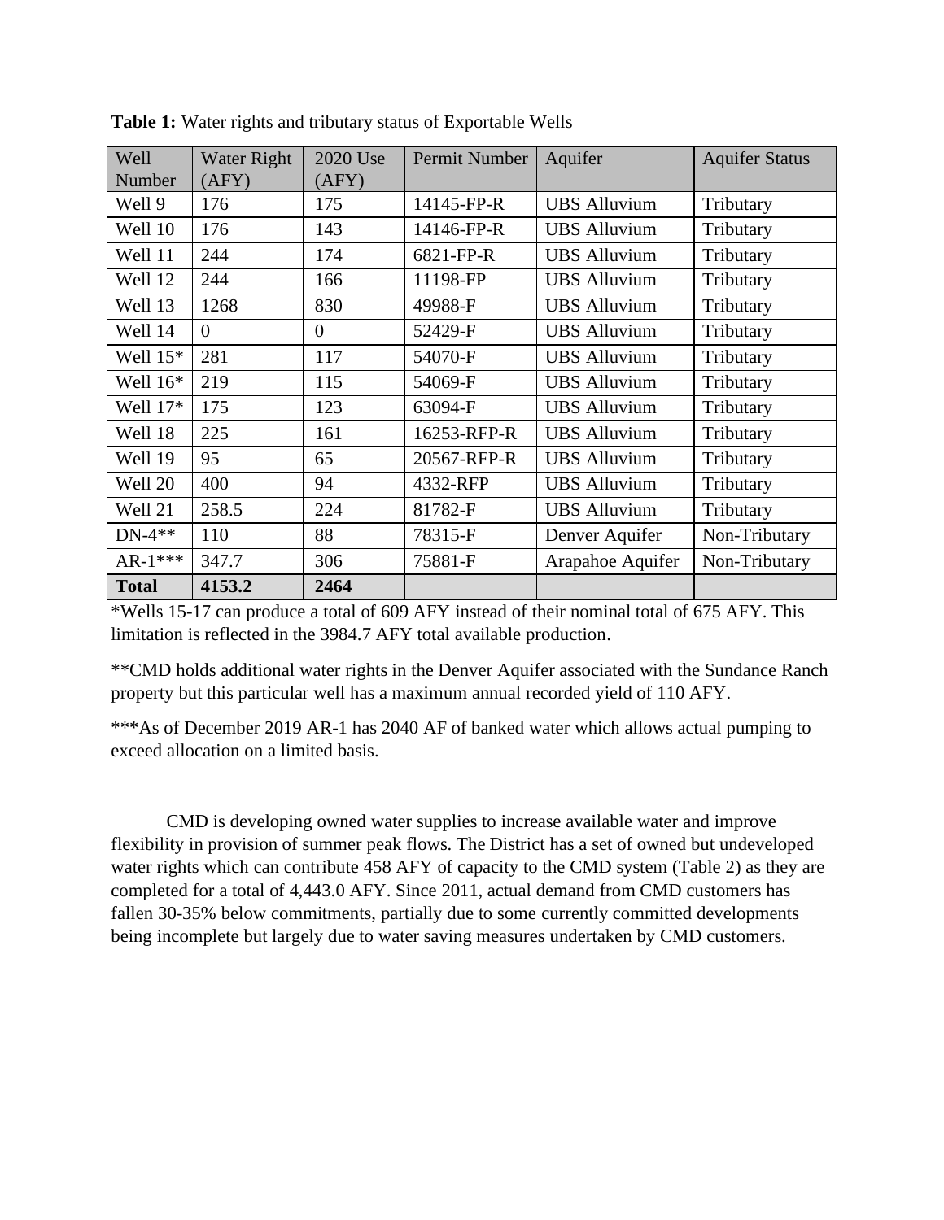**Table 1:** Water rights and tributary status of Exportable Wells

| Well Number | Water Right (AFY) | 2020 Use (AFY) | Permit Number | Aquifer | Aquifer Status |
|---|---|---|---|---|---|
| Well 9 | 176 | 175 | 14145-FP-R | UBS Alluvium | Tributary |
| Well 10 | 176 | 143 | 14146-FP-R | UBS Alluvium | Tributary |
| Well 11 | 244 | 174 | 6821-FP-R | UBS Alluvium | Tributary |
| Well 12 | 244 | 166 | 11198-FP | UBS Alluvium | Tributary |
| Well 13 | 1268 | 830 | 49988-F | UBS Alluvium | Tributary |
| Well 14 | 0 | 0 | 52429-F | UBS Alluvium | Tributary |
| Well 15* | 281 | 117 | 54070-F | UBS Alluvium | Tributary |
| Well 16* | 219 | 115 | 54069-F | UBS Alluvium | Tributary |
| Well 17* | 175 | 123 | 63094-F | UBS Alluvium | Tributary |
| Well 18 | 225 | 161 | 16253-RFP-R | UBS Alluvium | Tributary |
| Well 19 | 95 | 65 | 20567-RFP-R | UBS Alluvium | Tributary |
| Well 20 | 400 | 94 | 4332-RFP | UBS Alluvium | Tributary |
| Well 21 | 258.5 | 224 | 81782-F | UBS Alluvium | Tributary |
| DN-4** | 110 | 88 | 78315-F | Denver Aquifer | Non-Tributary |
| AR-1*** | 347.7 | 306 | 75881-F | Arapahoe Aquifer | Non-Tributary |
| **Total** | **4153.2** | **2464** | | | |

*Wells 15-17 can produce a total of 609 AFY instead of their nominal total of 675 AFY. This limitation is reflected in the 3984.7 AFY total available production.

**CMD holds additional water rights in the Denver Aquifer associated with the Sundance Ranch property but this particular well has a maximum annual recorded yield of 110 AFY.

***As of December 2019 AR-1 has 2040 AF of banked water which allows actual pumping to exceed allocation on a limited basis.

CMD is developing owned water supplies to increase available water and improve flexibility in provision of summer peak flows. The District has a set of owned but undeveloped water rights which can contribute 458 AFY of capacity to the CMD system (Table 2) as they are completed for a total of 4,443.0 AFY. Since 2011, actual demand from CMD customers has fallen 30-35% below commitments, partially due to some currently committed developments being incomplete but largely due to water saving measures undertaken by CMD customers.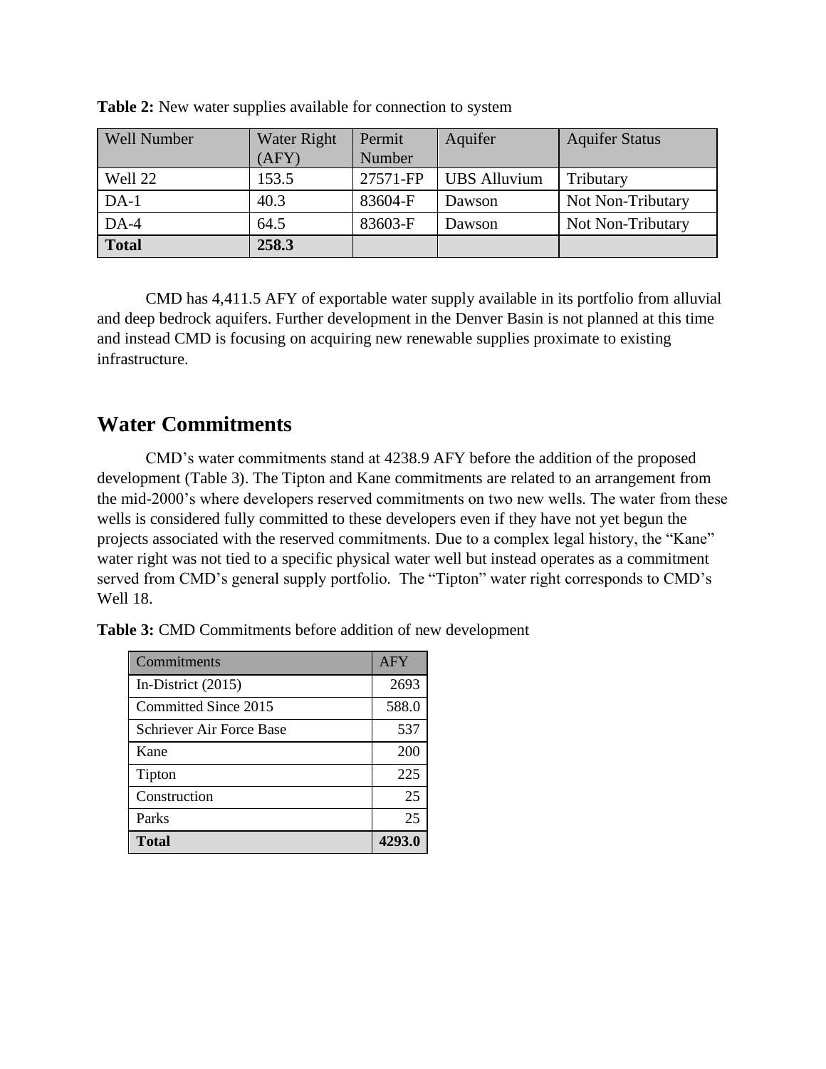**Table 2:** New water supplies available for connection to system

| Well Number | Water Right (AFY) | Permit Number | Aquifer | Aquifer Status |
|---|---|---|---|---|
| Well 22 | 153.5 | 27571-FP | UBS Alluvium | Tributary |
| DA-1 | 40.3 | 83604-F | Dawson | Not Non-Tributary |
| DA-4 | 64.5 | 83603-F | Dawson | Not Non-Tributary |
| **Total** | **258.3** | | | |

CMD has 4,411.5 AFY of exportable water supply available in its portfolio from alluvial and deep bedrock aquifers. Further development in the Denver Basin is not planned at this time and instead CMD is focusing on acquiring new renewable supplies proximate to existing infrastructure.

## Water Commitments

CMD's water commitments stand at 4238.9 AFY before the addition of the proposed development (Table 3). The Tipton and Kane commitments are related to an arrangement from the mid-2000's where developers reserved commitments on two new wells. The water from these wells is considered fully committed to these developers even if they have not yet begun the projects associated with the reserved commitments. Due to a complex legal history, the "Kane" water right was not tied to a specific physical water well but instead operates as a commitment served from CMD's general supply portfolio. The "Tipton" water right corresponds to CMD's Well 18.

**Table 3:** CMD Commitments before addition of new development

| Commitments | AFY |
|---|---|
| In-District (2015) | 2693 |
| Committed Since 2015 | 588.0 |
| Schriever Air Force Base | 537 |
| Kane | 200 |
| Tipton | 225 |
| Construction | 25 |
| Parks | 25 |
| **Total** | **4293.0** |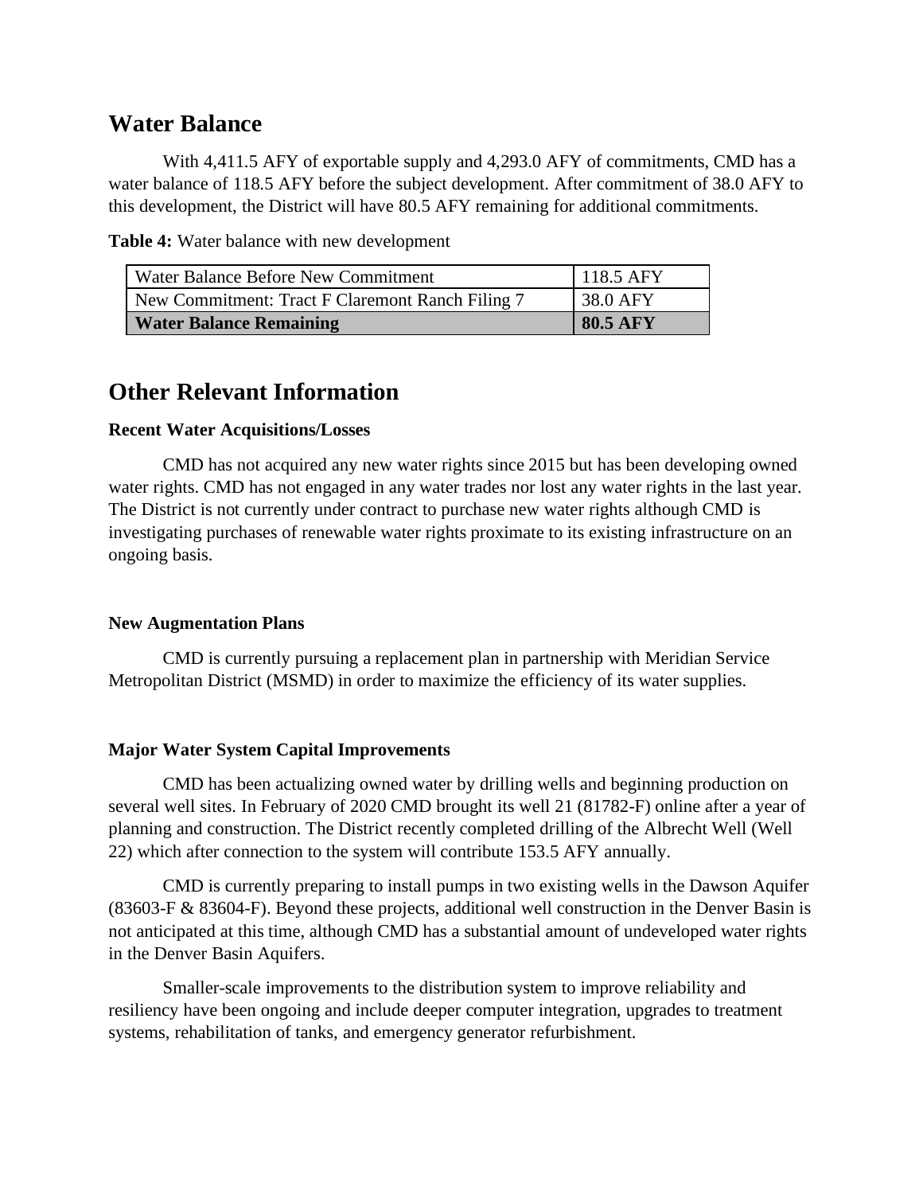## Water Balance

With 4,411.5 AFY of exportable supply and 4,293.0 AFY of commitments, CMD has a water balance of 118.5 AFY before the subject development. After commitment of 38.0 AFY to this development, the District will have 80.5 AFY remaining for additional commitments.

**Table 4:** Water balance with new development

| | |
|---|---|
| Water Balance Before New Commitment | 118.5 AFY |
| New Commitment: Tract F Claremont Ranch Filing 7 | 38.0 AFY |
| **Water Balance Remaining** | **80.5 AFY** |

## Other Relevant Information

### Recent Water Acquisitions/Losses

CMD has not acquired any new water rights since 2015 but has been developing owned water rights. CMD has not engaged in any water trades nor lost any water rights in the last year. The District is not currently under contract to purchase new water rights although CMD is investigating purchases of renewable water rights proximate to its existing infrastructure on an ongoing basis.

### New Augmentation Plans

CMD is currently pursuing a replacement plan in partnership with Meridian Service Metropolitan District (MSMD) in order to maximize the efficiency of its water supplies.

### Major Water System Capital Improvements

CMD has been actualizing owned water by drilling wells and beginning production on several well sites. In February of 2020 CMD brought its well 21 (81782-F) online after a year of planning and construction. The District recently completed drilling of the Albrecht Well (Well 22) which after connection to the system will contribute 153.5 AFY annually.

CMD is currently preparing to install pumps in two existing wells in the Dawson Aquifer (83603-F & 83604-F). Beyond these projects, additional well construction in the Denver Basin is not anticipated at this time, although CMD has a substantial amount of undeveloped water rights in the Denver Basin Aquifers.

Smaller-scale improvements to the distribution system to improve reliability and resiliency have been ongoing and include deeper computer integration, upgrades to treatment systems, rehabilitation of tanks, and emergency generator refurbishment.